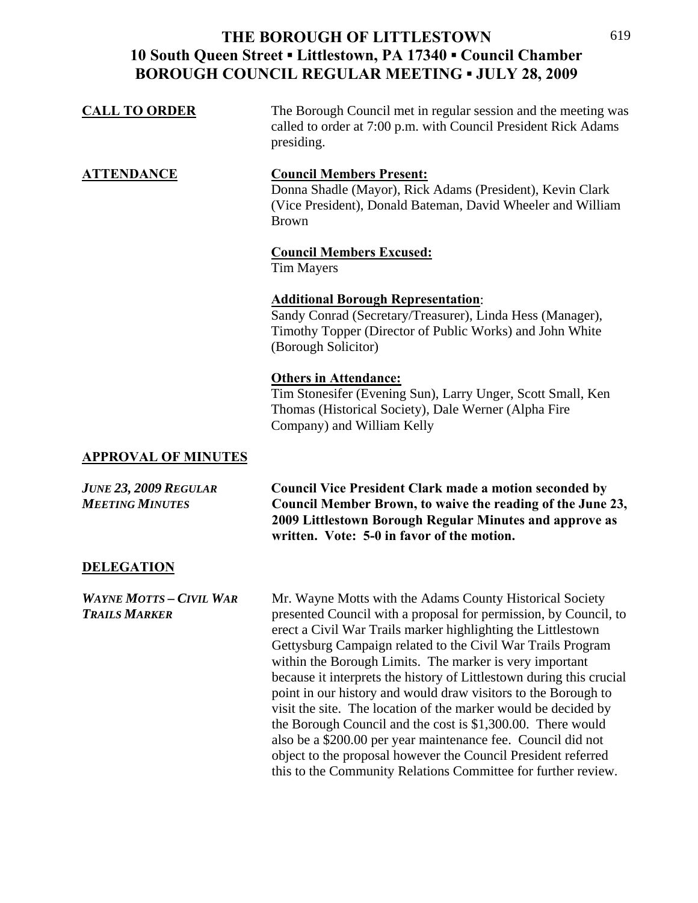# THE BOROUGH OF LITTLESTOWN
## 10 South Queen Street ▪ Littlestown, PA 17340 ▪ Council Chamber
## BOROUGH COUNCIL REGULAR MEETING ▪ JULY 28, 2009

**CALL TO ORDER**

The Borough Council met in regular session and the meeting was called to order at 7:00 p.m. with Council President Rick Adams presiding.

**ATTENDANCE**

**Council Members Present:**
Donna Shadle (Mayor), Rick Adams (President), Kevin Clark (Vice President), Donald Bateman, David Wheeler and William Brown

**Council Members Excused:**
Tim Mayers

**Additional Borough Representation**:
Sandy Conrad (Secretary/Treasurer), Linda Hess (Manager), Timothy Topper (Director of Public Works) and John White (Borough Solicitor)

**Others in Attendance:**
Tim Stonesifer (Evening Sun), Larry Unger, Scott Small, Ken Thomas (Historical Society), Dale Werner (Alpha Fire Company) and William Kelly

**APPROVAL OF MINUTES**

***JUNE 23, 2009 REGULAR MEETING MINUTES***

**Council Vice President Clark made a motion seconded by Council Member Brown, to waive the reading of the June 23, 2009 Littlestown Borough Regular Minutes and approve as written. Vote: 5-0 in favor of the motion.**

**DELEGATION**

***WAYNE MOTTS – CIVIL WAR TRAILS MARKER***

Mr. Wayne Motts with the Adams County Historical Society presented Council with a proposal for permission, by Council, to erect a Civil War Trails marker highlighting the Littlestown Gettysburg Campaign related to the Civil War Trails Program within the Borough Limits. The marker is very important because it interprets the history of Littlestown during this crucial point in our history and would draw visitors to the Borough to visit the site. The location of the marker would be decided by the Borough Council and the cost is $1,300.00. There would also be a $200.00 per year maintenance fee. Council did not object to the proposal however the Council President referred this to the Community Relations Committee for further review.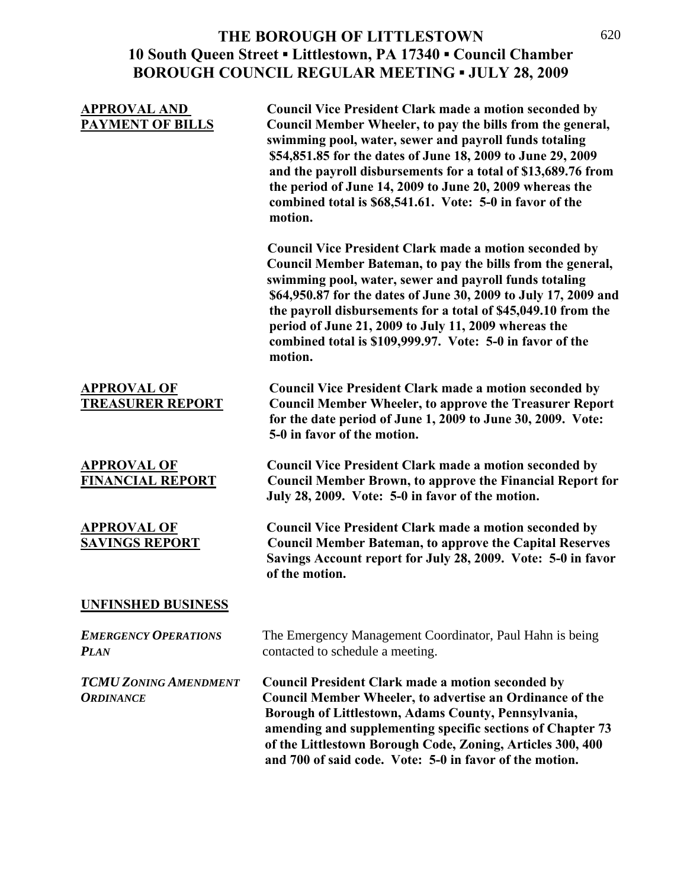# THE BOROUGH OF LITTLESTOWN
## 10 South Queen Street ▪ Littlestown, PA 17340 ▪ Council Chamber
## BOROUGH COUNCIL REGULAR MEETING ▪ JULY 28, 2009

**APPROVAL AND PAYMENT OF BILLS**

**Council Vice President Clark made a motion seconded by Council Member Wheeler, to pay the bills from the general, swimming pool, water, sewer and payroll funds totaling \$54,851.85 for the dates of June 18, 2009 to June 29, 2009 and the payroll disbursements for a total of \$13,689.76 from the period of June 14, 2009 to June 20, 2009 whereas the combined total is \$68,541.61. Vote: 5-0 in favor of the motion.**

**Council Vice President Clark made a motion seconded by Council Member Bateman, to pay the bills from the general, swimming pool, water, sewer and payroll funds totaling \$64,950.87 for the dates of June 30, 2009 to July 17, 2009 and the payroll disbursements for a total of \$45,049.10 from the period of June 21, 2009 to July 11, 2009 whereas the combined total is \$109,999.97. Vote: 5-0 in favor of the motion.**

**APPROVAL OF TREASURER REPORT**

**Council Vice President Clark made a motion seconded by Council Member Wheeler, to approve the Treasurer Report for the date period of June 1, 2009 to June 30, 2009. Vote: 5-0 in favor of the motion.**

**APPROVAL OF FINANCIAL REPORT**

**Council Vice President Clark made a motion seconded by Council Member Brown, to approve the Financial Report for July 28, 2009. Vote: 5-0 in favor of the motion.**

**APPROVAL OF SAVINGS REPORT**

**Council Vice President Clark made a motion seconded by Council Member Bateman, to approve the Capital Reserves Savings Account report for July 28, 2009. Vote: 5-0 in favor of the motion.**

## UNFINSHED BUSINESS

***EMERGENCY OPERATIONS PLAN***

The Emergency Management Coordinator, Paul Hahn is being contacted to schedule a meeting.

***TCMU ZONING AMENDMENT ORDINANCE***

**Council President Clark made a motion seconded by Council Member Wheeler, to advertise an Ordinance of the Borough of Littlestown, Adams County, Pennsylvania, amending and supplementing specific sections of Chapter 73 of the Littlestown Borough Code, Zoning, Articles 300, 400 and 700 of said code. Vote: 5-0 in favor of the motion.**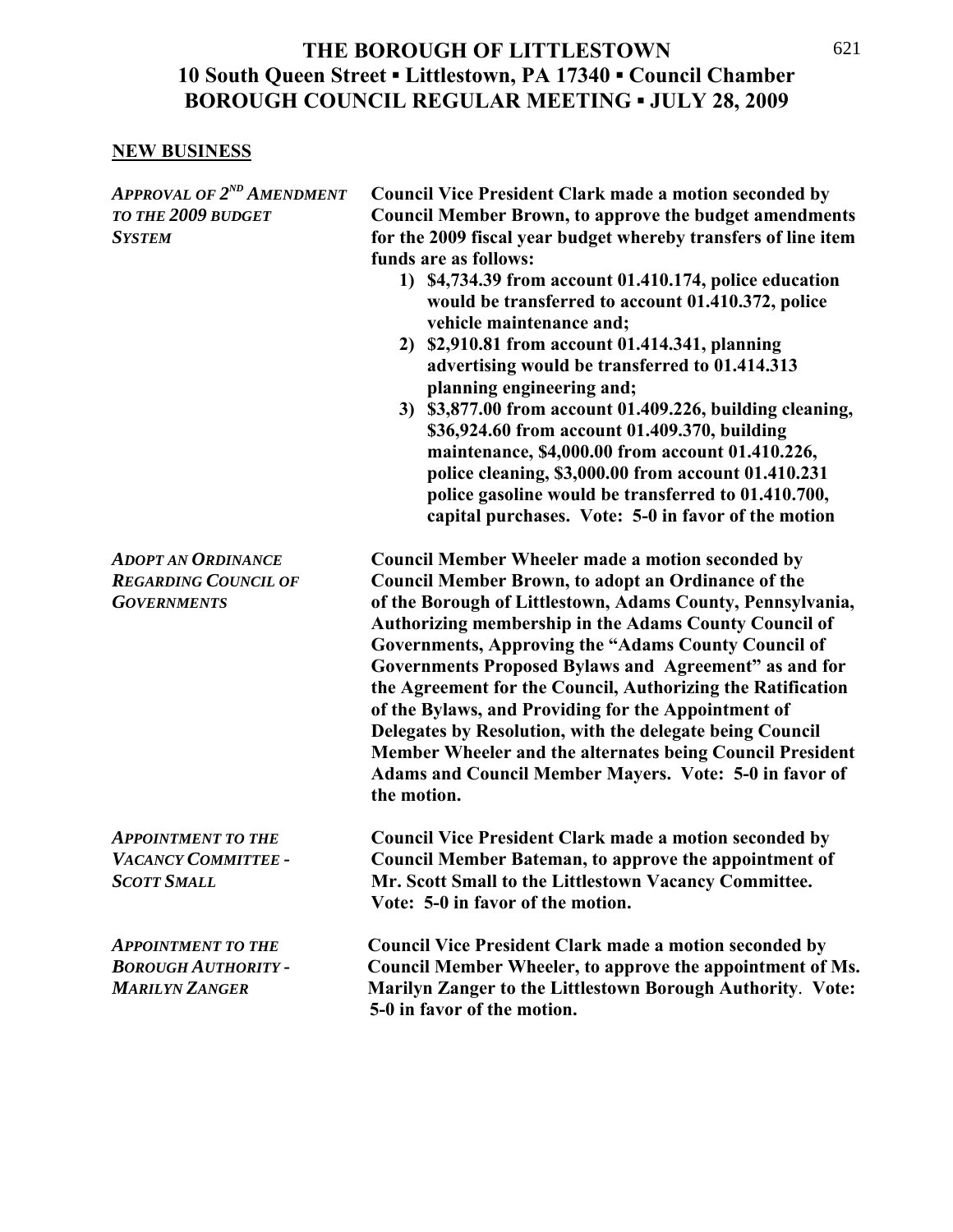# THE BOROUGH OF LITTLESTOWN
## 10 South Queen Street ▪ Littlestown, PA 17340 ▪ Council Chamber
## BOROUGH COUNCIL REGULAR MEETING ▪ JULY 28, 2009

**NEW BUSINESS**

*APPROVAL OF 2ND AMENDMENT TO THE 2009 BUDGET SYSTEM*

**Council Vice President Clark made a motion seconded by Council Member Brown, to approve the budget amendments for the 2009 fiscal year budget whereby transfers of line item funds are as follows:**

1) **$4,734.39 from account 01.410.174, police education would be transferred to account 01.410.372, police vehicle maintenance and;**
2) **$2,910.81 from account 01.414.341, planning advertising would be transferred to 01.414.313 planning engineering and;**
3) **$3,877.00 from account 01.409.226, building cleaning, $36,924.60 from account 01.409.370, building maintenance, $4,000.00 from account 01.410.226, police cleaning, $3,000.00 from account 01.410.231 police gasoline would be transferred to 01.410.700, capital purchases. Vote: 5-0 in favor of the motion**

*ADOPT AN ORDINANCE REGARDING COUNCIL OF GOVERNMENTS*

**Council Member Wheeler made a motion seconded by Council Member Brown, to adopt an Ordinance of the of the Borough of Littlestown, Adams County, Pennsylvania, Authorizing membership in the Adams County Council of Governments, Approving the "Adams County Council of Governments Proposed Bylaws and Agreement" as and for the Agreement for the Council, Authorizing the Ratification of the Bylaws, and Providing for the Appointment of Delegates by Resolution, with the delegate being Council Member Wheeler and the alternates being Council President Adams and Council Member Mayers. Vote: 5-0 in favor of the motion.**

*APPOINTMENT TO THE VACANCY COMMITTEE - SCOTT SMALL*

**Council Vice President Clark made a motion seconded by Council Member Bateman, to approve the appointment of Mr. Scott Small to the Littlestown Vacancy Committee. Vote: 5-0 in favor of the motion.**

*APPOINTMENT TO THE BOROUGH AUTHORITY - MARILYN ZANGER*

**Council Vice President Clark made a motion seconded by Council Member Wheeler, to approve the appointment of Ms. Marilyn Zanger to the Littlestown Borough Authority. Vote: 5-0 in favor of the motion.**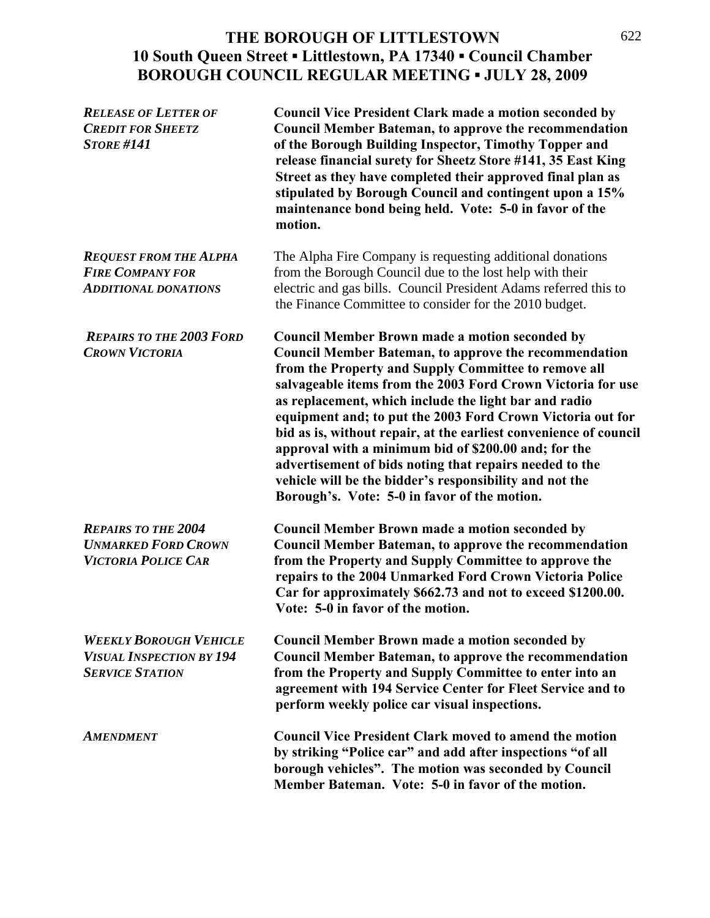**THE BOROUGH OF LITTLESTOWN**
**10 South Queen Street ▪ Littlestown, PA 17340 ▪ Council Chamber**
**BOROUGH COUNCIL REGULAR MEETING ▪ JULY 28, 2009**

***RELEASE OF LETTER OF CREDIT FOR SHEETZ STORE #141***

**Council Vice President Clark made a motion seconded by Council Member Bateman, to approve the recommendation of the Borough Building Inspector, Timothy Topper and release financial surety for Sheetz Store #141, 35 East King Street as they have completed their approved final plan as stipulated by Borough Council and contingent upon a 15% maintenance bond being held. Vote: 5-0 in favor of the motion.**

***REQUEST FROM THE ALPHA FIRE COMPANY FOR ADDITIONAL DONATIONS***

The Alpha Fire Company is requesting additional donations from the Borough Council due to the lost help with their electric and gas bills. Council President Adams referred this to the Finance Committee to consider for the 2010 budget.

***REPAIRS TO THE 2003 FORD CROWN VICTORIA***

**Council Member Brown made a motion seconded by Council Member Bateman, to approve the recommendation from the Property and Supply Committee to remove all salvageable items from the 2003 Ford Crown Victoria for use as replacement, which include the light bar and radio equipment and; to put the 2003 Ford Crown Victoria out for bid as is, without repair, at the earliest convenience of council approval with a minimum bid of $200.00 and; for the advertisement of bids noting that repairs needed to the vehicle will be the bidder's responsibility and not the Borough's. Vote: 5-0 in favor of the motion.**

***REPAIRS TO THE 2004 UNMARKED FORD CROWN VICTORIA POLICE CAR***

**Council Member Brown made a motion seconded by Council Member Bateman, to approve the recommendation from the Property and Supply Committee to approve the repairs to the 2004 Unmarked Ford Crown Victoria Police Car for approximately $662.73 and not to exceed $1200.00. Vote: 5-0 in favor of the motion.**

***WEEKLY BOROUGH VEHICLE VISUAL INSPECTION BY 194 SERVICE STATION***

**Council Member Brown made a motion seconded by Council Member Bateman, to approve the recommendation from the Property and Supply Committee to enter into an agreement with 194 Service Center for Fleet Service and to perform weekly police car visual inspections.**

***AMENDMENT***

**Council Vice President Clark moved to amend the motion by striking "Police car" and add after inspections "of all borough vehicles". The motion was seconded by Council Member Bateman. Vote: 5-0 in favor of the motion.**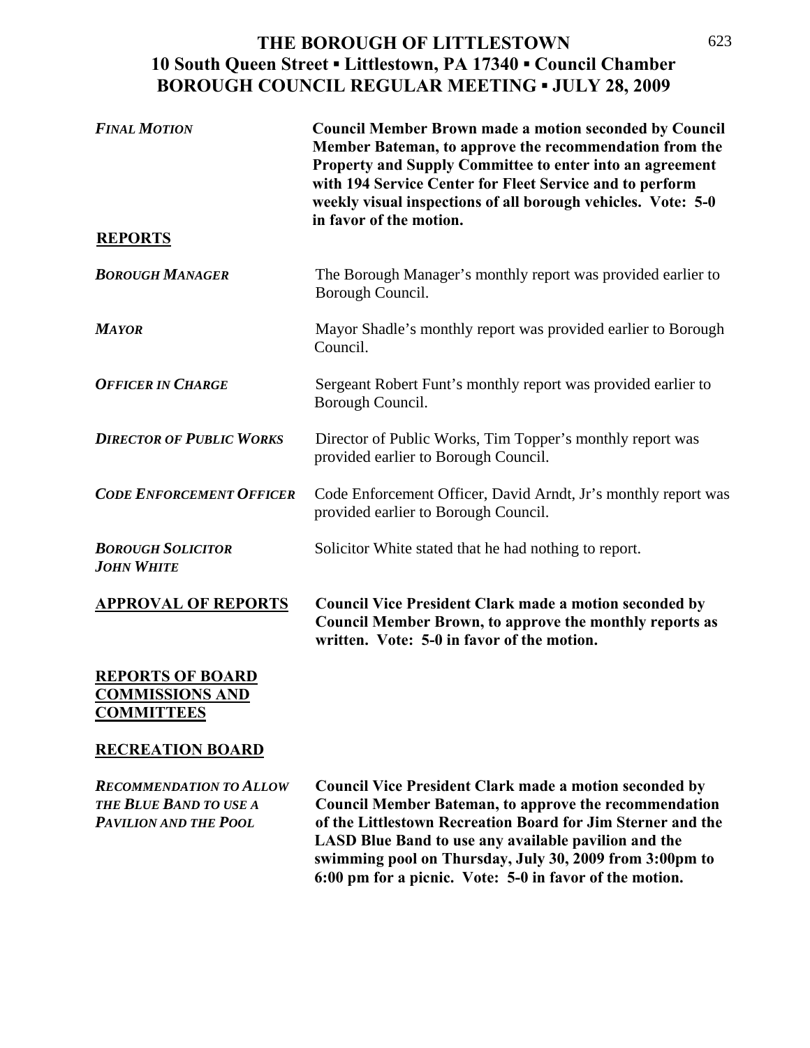# THE BOROUGH OF LITTLESTOWN
## 10 South Queen Street ▪ Littlestown, PA 17340 ▪ Council Chamber
## BOROUGH COUNCIL REGULAR MEETING ▪ JULY 28, 2009

***FINAL MOTION*** — **Council Member Brown made a motion seconded by Council Member Bateman, to approve the recommendation from the Property and Supply Committee to enter into an agreement with 194 Service Center for Fleet Service and to perform weekly visual inspections of all borough vehicles. Vote: 5-0 in favor of the motion.**

**REPORTS**

***BOROUGH MANAGER*** — The Borough Manager's monthly report was provided earlier to Borough Council.

***MAYOR*** — Mayor Shadle's monthly report was provided earlier to Borough Council.

***OFFICER IN CHARGE*** — Sergeant Robert Funt's monthly report was provided earlier to Borough Council.

***DIRECTOR OF PUBLIC WORKS*** — Director of Public Works, Tim Topper's monthly report was provided earlier to Borough Council.

***CODE ENFORCEMENT OFFICER*** — Code Enforcement Officer, David Arndt, Jr's monthly report was provided earlier to Borough Council.

***BOROUGH SOLICITOR JOHN WHITE*** — Solicitor White stated that he had nothing to report.

**APPROVAL OF REPORTS** — **Council Vice President Clark made a motion seconded by Council Member Brown, to approve the monthly reports as written. Vote: 5-0 in favor of the motion.**

**REPORTS OF BOARD COMMISSIONS AND COMMITTEES**

**RECREATION BOARD**

***RECOMMENDATION TO ALLOW THE BLUE BAND TO USE A PAVILION AND THE POOL*** — **Council Vice President Clark made a motion seconded by Council Member Bateman, to approve the recommendation of the Littlestown Recreation Board for Jim Sterner and the LASD Blue Band to use any available pavilion and the swimming pool on Thursday, July 30, 2009 from 3:00pm to 6:00 pm for a picnic. Vote: 5-0 in favor of the motion.**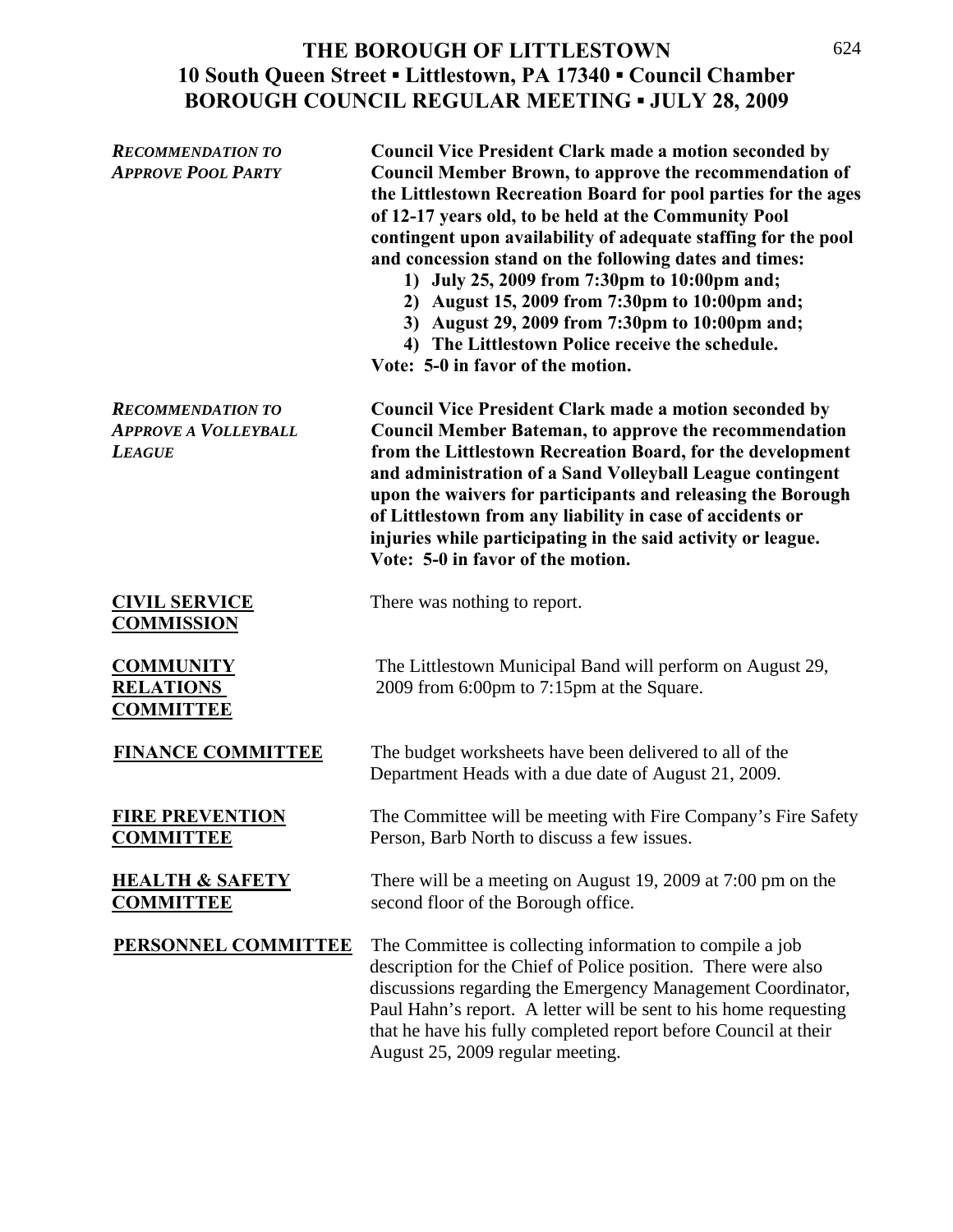# THE BOROUGH OF LITTLESTOWN
## 10 South Queen Street ▪ Littlestown, PA 17340 ▪ Council Chamber
## BOROUGH COUNCIL REGULAR MEETING ▪ JULY 28, 2009

***RECOMMENDATION TO APPROVE POOL PARTY***

**Council Vice President Clark made a motion seconded by Council Member Brown, to approve the recommendation of the Littlestown Recreation Board for pool parties for the ages of 12-17 years old, to be held at the Community Pool contingent upon availability of adequate staffing for the pool and concession stand on the following dates and times:**

1) **July 25, 2009 from 7:30pm to 10:00pm and;**
2) **August 15, 2009 from 7:30pm to 10:00pm and;**
3) **August 29, 2009 from 7:30pm to 10:00pm and;**
4) **The Littlestown Police receive the schedule.**

**Vote: 5-0 in favor of the motion.**

***RECOMMENDATION TO APPROVE A VOLLEYBALL LEAGUE***

**Council Vice President Clark made a motion seconded by Council Member Bateman, to approve the recommendation from the Littlestown Recreation Board, for the development and administration of a Sand Volleyball League contingent upon the waivers for participants and releasing the Borough of Littlestown from any liability in case of accidents or injuries while participating in the said activity or league. Vote: 5-0 in favor of the motion.**

**CIVIL SERVICE COMMISSION**

There was nothing to report.

**COMMUNITY RELATIONS COMMITTEE**

The Littlestown Municipal Band will perform on August 29, 2009 from 6:00pm to 7:15pm at the Square.

**FINANCE COMMITTEE**

The budget worksheets have been delivered to all of the Department Heads with a due date of August 21, 2009.

**FIRE PREVENTION COMMITTEE**

The Committee will be meeting with Fire Company's Fire Safety Person, Barb North to discuss a few issues.

**HEALTH & SAFETY COMMITTEE**

There will be a meeting on August 19, 2009 at 7:00 pm on the second floor of the Borough office.

**PERSONNEL COMMITTEE**

The Committee is collecting information to compile a job description for the Chief of Police position. There were also discussions regarding the Emergency Management Coordinator, Paul Hahn's report. A letter will be sent to his home requesting that he have his fully completed report before Council at their August 25, 2009 regular meeting.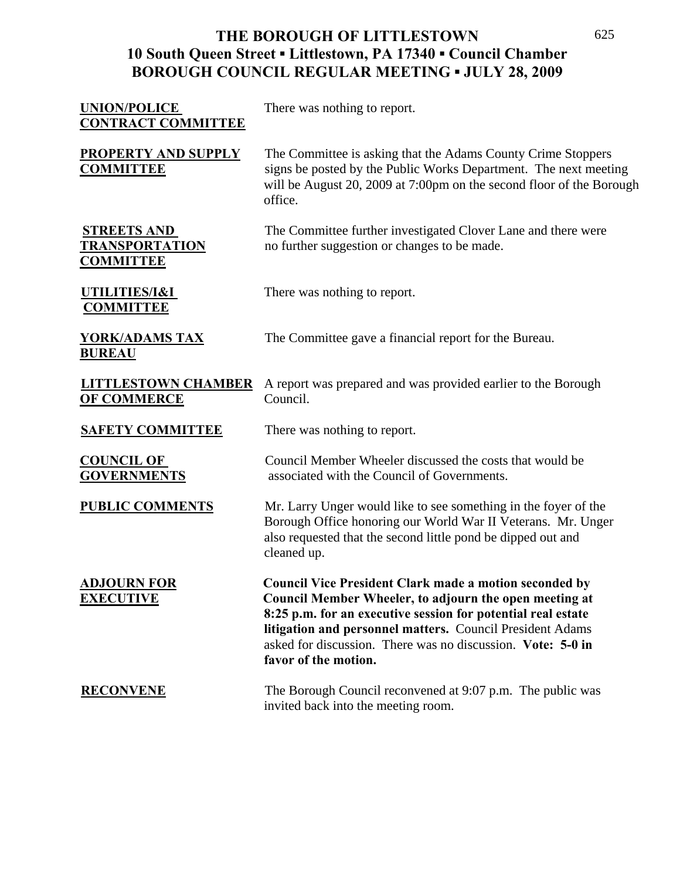# THE BOROUGH OF LITTLESTOWN
## 10 South Queen Street ▪ Littlestown, PA 17340 ▪ Council Chamber
## BOROUGH COUNCIL REGULAR MEETING ▪ JULY 28, 2009

**UNION/POLICE CONTRACT COMMITTEE**

There was nothing to report.

**PROPERTY AND SUPPLY COMMITTEE**

The Committee is asking that the Adams County Crime Stoppers signs be posted by the Public Works Department. The next meeting will be August 20, 2009 at 7:00pm on the second floor of the Borough office.

**STREETS AND TRANSPORTATION COMMITTEE**

The Committee further investigated Clover Lane and there were no further suggestion or changes to be made.

**UTILITIES/I&I COMMITTEE**

There was nothing to report.

**YORK/ADAMS TAX BUREAU**

The Committee gave a financial report for the Bureau.

**LITTLESTOWN CHAMBER OF COMMERCE**

A report was prepared and was provided earlier to the Borough Council.

**SAFETY COMMITTEE**

There was nothing to report.

**COUNCIL OF GOVERNMENTS**

Council Member Wheeler discussed the costs that would be associated with the Council of Governments.

**PUBLIC COMMENTS**

Mr. Larry Unger would like to see something in the foyer of the Borough Office honoring our World War II Veterans. Mr. Unger also requested that the second little pond be dipped out and cleaned up.

**ADJOURN FOR EXECUTIVE**

**Council Vice President Clark made a motion seconded by Council Member Wheeler, to adjourn the open meeting at 8:25 p.m. for an executive session for potential real estate litigation and personnel matters.** Council President Adams asked for discussion. There was no discussion. **Vote: 5-0 in favor of the motion.**

**RECONVENE**

The Borough Council reconvened at 9:07 p.m. The public was invited back into the meeting room.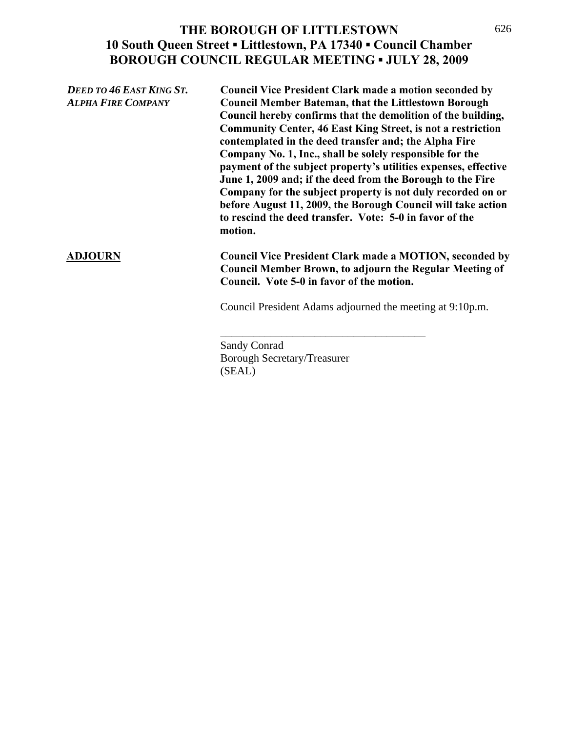# THE BOROUGH OF LITTLESTOWN
## 10 South Queen Street ▪ Littlestown, PA 17340 ▪ Council Chamber
## BOROUGH COUNCIL REGULAR MEETING ▪ JULY 28, 2009

***DEED TO 46 EAST KING ST. ALPHA FIRE COMPANY***

**Council Vice President Clark made a motion seconded by Council Member Bateman, that the Littlestown Borough Council hereby confirms that the demolition of the building, Community Center, 46 East King Street, is not a restriction contemplated in the deed transfer and; the Alpha Fire Company No. 1, Inc., shall be solely responsible for the payment of the subject property's utilities expenses, effective June 1, 2009 and; if the deed from the Borough to the Fire Company for the subject property is not duly recorded on or before August 11, 2009, the Borough Council will take action to rescind the deed transfer. Vote: 5-0 in favor of the motion.**

**ADJOURN**

**Council Vice President Clark made a MOTION, seconded by Council Member Brown, to adjourn the Regular Meeting of Council. Vote 5-0 in favor of the motion.**

Council President Adams adjourned the meeting at 9:10p.m.

\_\_\_\_\_\_\_\_\_\_\_\_\_\_\_\_\_\_\_\_\_\_\_\_\_\_\_\_\_\_\_\_\_\_\_\_\_\_

Sandy Conrad
Borough Secretary/Treasurer
(SEAL)